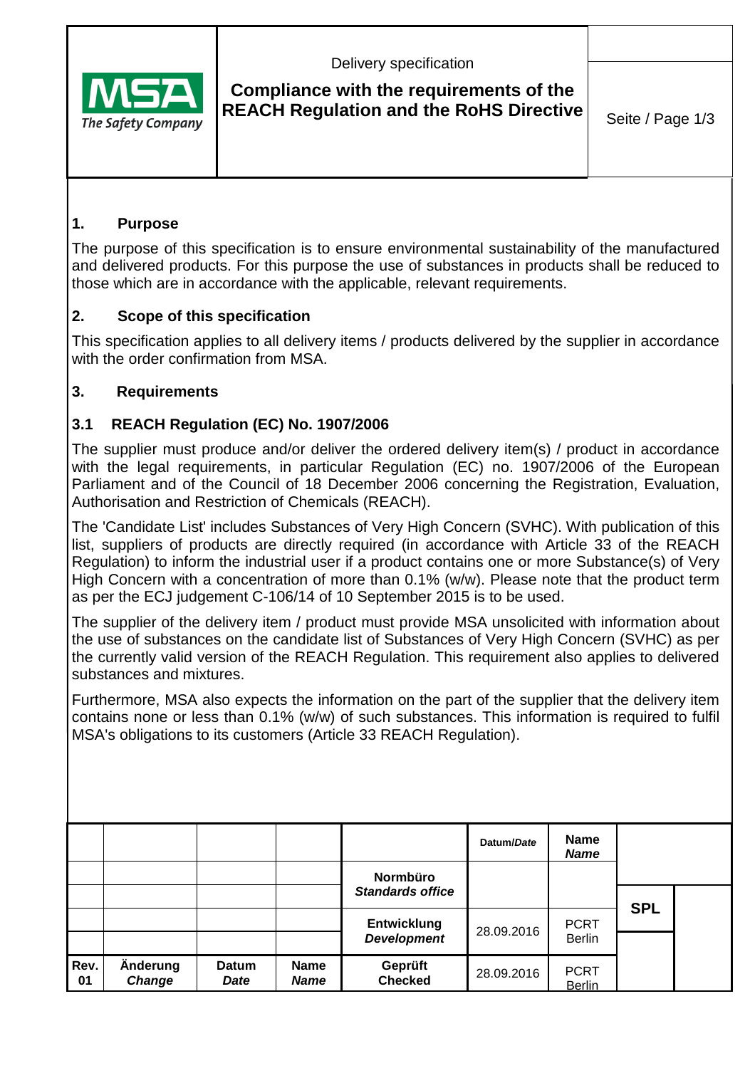Delivery specification

**Compliance with the requirements of the REACH Regulation and the RoHS Directive**

## 1. Purpose

The purpose of this specification is to ensure environmental sustainability of the manufactured and delivered products. For this purpose the use of substances in products shall be reduced to those which are in accordance with the applicable, relevant requirements.

## 2. Scope of this specification

This specification applies to all delivery items / products delivered by the supplier in accordance with the order confirmation from MSA.

## 3. Requirements

### 3.1 REACH Regulation (EC) No. 1907/2006

The supplier must produce and/or deliver the ordered delivery item(s) / product in accordance with the legal requirements, in particular Regulation (EC) no. 1907/2006 of the European Parliament and of the Council of 18 December 2006 concerning the Registration, Evaluation, Authorisation and Restriction of Chemicals (REACH).

The 'Candidate List' includes Substances of Very High Concern (SVHC). With publication of this list, suppliers of products are directly required (in accordance with Article 33 of the REACH Regulation) to inform the industrial user if a product contains one or more Substance(s) of Very High Concern with a concentration of more than 0.1% (w/w). Please note that the product term as per the ECJ judgement C-106/14 of 10 September 2015 is to be used.

The supplier of the delivery item / product must provide MSA unsolicited with information about the use of substances on the candidate list of Substances of Very High Concern (SVHC) as per the currently valid version of the REACH Regulation. This requirement also applies to delivered substances and mixtures.

Furthermore, MSA also expects the information on the part of the supplier that the delivery item contains none or less than 0.1% (w/w) of such substances. This information is required to fulfil MSA's obligations to its customers (Article 33 REACH Regulation).

| | | | | | Datum/*Date* | Name *Name* | | |
|---|---|---|---|---|---|---|---|---|
| | | | | Normbüro *Standards office* | | | | |
| | | | | | | | SPL | |
| | | | | Entwicklung *Development* | 28.09.2016 | PCRT Berlin | | |
| | | | | | | | | |
| Rev. 01 | Änderung *Change* | Datum *Date* | Name *Name* | Geprüft Checked | 28.09.2016 | PCRT Berlin | | |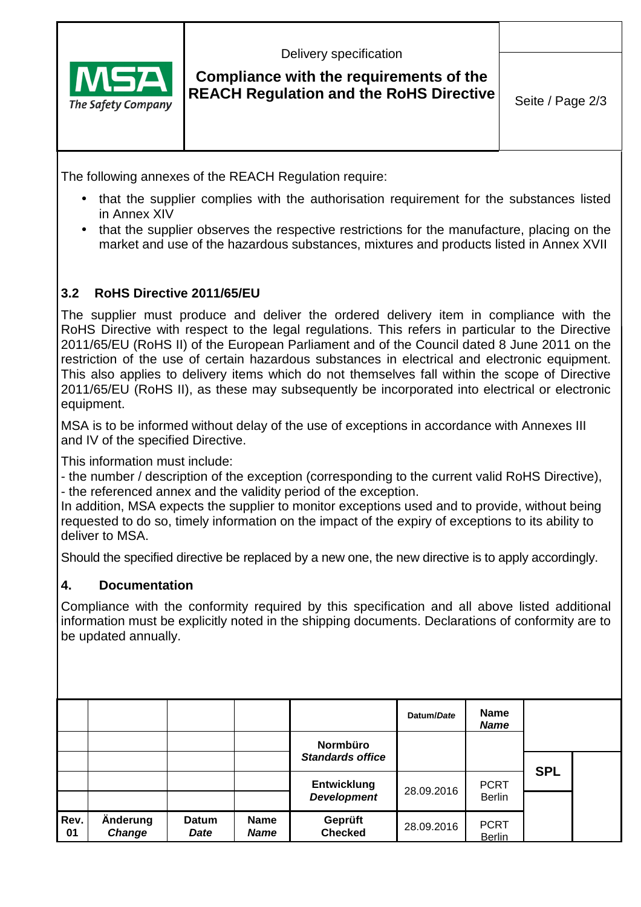The following annexes of the REACH Regulation require:

- that the supplier complies with the authorisation requirement for the substances listed in Annex XIV
- that the supplier observes the respective restrictions for the manufacture, placing on the market and use of the hazardous substances, mixtures and products listed in Annex XVII

### 3.2 RoHS Directive 2011/65/EU

The supplier must produce and deliver the ordered delivery item in compliance with the RoHS Directive with respect to the legal regulations. This refers in particular to the Directive 2011/65/EU (RoHS II) of the European Parliament and of the Council dated 8 June 2011 on the restriction of the use of certain hazardous substances in electrical and electronic equipment. This also applies to delivery items which do not themselves fall within the scope of Directive 2011/65/EU (RoHS II), as these may subsequently be incorporated into electrical or electronic equipment.

MSA is to be informed without delay of the use of exceptions in accordance with Annexes III and IV of the specified Directive.

This information must include:
- the number / description of the exception (corresponding to the current valid RoHS Directive),
- the referenced annex and the validity period of the exception.

In addition, MSA expects the supplier to monitor exceptions used and to provide, without being requested to do so, timely information on the impact of the expiry of exceptions to its ability to deliver to MSA.

Should the specified directive be replaced by a new one, the new directive is to apply accordingly.

## 4. Documentation

Compliance with the conformity required by this specification and all above listed additional information must be explicitly noted in the shipping documents. Declarations of conformity are to be updated annually.

| | | | | | Datum/*Date* | Name *Name* | |
|---|---|---|---|---|---|---|---|
| | | | | Normbüro *Standards office* | | | |
| | | | | Entwicklung *Development* | 28.09.2016 | PCRT Berlin | SPL |
| **Rev. 01** | **Änderung *Change*** | **Datum *Date*** | **Name *Name*** | **Geprüft Checked** | 28.09.2016 | PCRT Berlin | |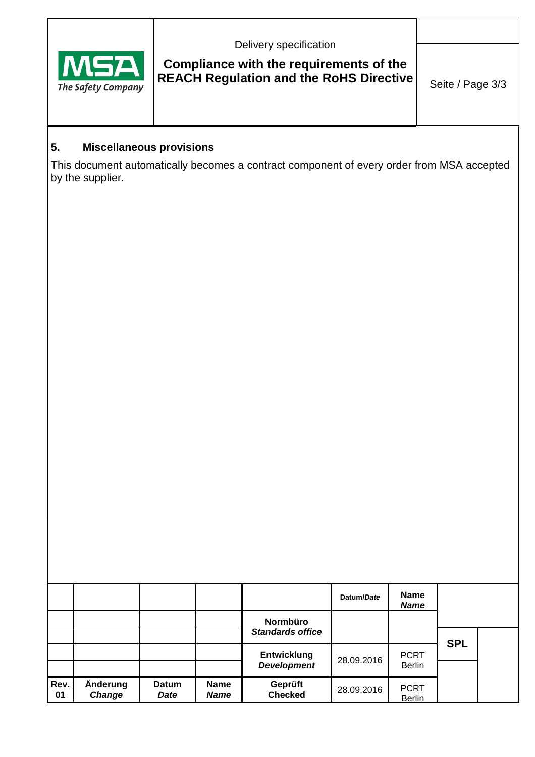## 5. Miscellaneous provisions

This document automatically becomes a contract component of every order from MSA accepted by the supplier.

| | | | | | | | |
|---|---|---|---|---|---|---|---|
| | | | | | Datum/*Date* | Name *Name* | |
| | | | | Normbüro *Standards office* | | | |
| | | | | | | | SPL |
| | | | | Entwicklung *Development* | 28.09.2016 | PCRT Berlin | |
| | | | | | | | |
| Rev. 01 | Änderung *Change* | Datum *Date* | Name *Name* | Geprüft Checked | 28.09.2016 | PCRT Berlin | |